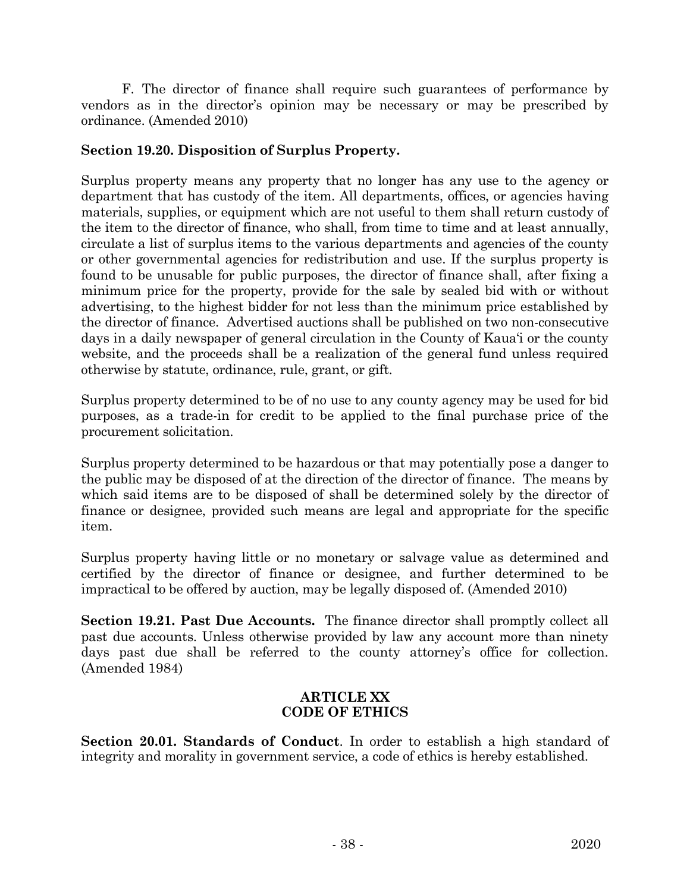F. The director of finance shall require such guarantees of performance by vendors as in the director's opinion may be necessary or may be prescribed by ordinance. (Amended 2010)

**Section 19.20. Disposition of Surplus Property.**

Surplus property means any property that no longer has any use to the agency or department that has custody of the item. All departments, offices, or agencies having materials, supplies, or equipment which are not useful to them shall return custody of the item to the director of finance, who shall, from time to time and at least annually, circulate a list of surplus items to the various departments and agencies of the county or other governmental agencies for redistribution and use. If the surplus property is found to be unusable for public purposes, the director of finance shall, after fixing a minimum price for the property, provide for the sale by sealed bid with or without advertising, to the highest bidder for not less than the minimum price established by the director of finance. Advertised auctions shall be published on two non-consecutive days in a daily newspaper of general circulation in the County of Kaua'i or the county website, and the proceeds shall be a realization of the general fund unless required otherwise by statute, ordinance, rule, grant, or gift.

Surplus property determined to be of no use to any county agency may be used for bid purposes, as a trade-in for credit to be applied to the final purchase price of the procurement solicitation.

Surplus property determined to be hazardous or that may potentially pose a danger to the public may be disposed of at the direction of the director of finance. The means by which said items are to be disposed of shall be determined solely by the director of finance or designee, provided such means are legal and appropriate for the specific item.

Surplus property having little or no monetary or salvage value as determined and certified by the director of finance or designee, and further determined to be impractical to be offered by auction, may be legally disposed of. (Amended 2010)

**Section 19.21. Past Due Accounts.** The finance director shall promptly collect all past due accounts. Unless otherwise provided by law any account more than ninety days past due shall be referred to the county attorney's office for collection. (Amended 1984)

## ARTICLE XX
## CODE OF ETHICS

**Section 20.01. Standards of Conduct**. In order to establish a high standard of integrity and morality in government service, a code of ethics is hereby established.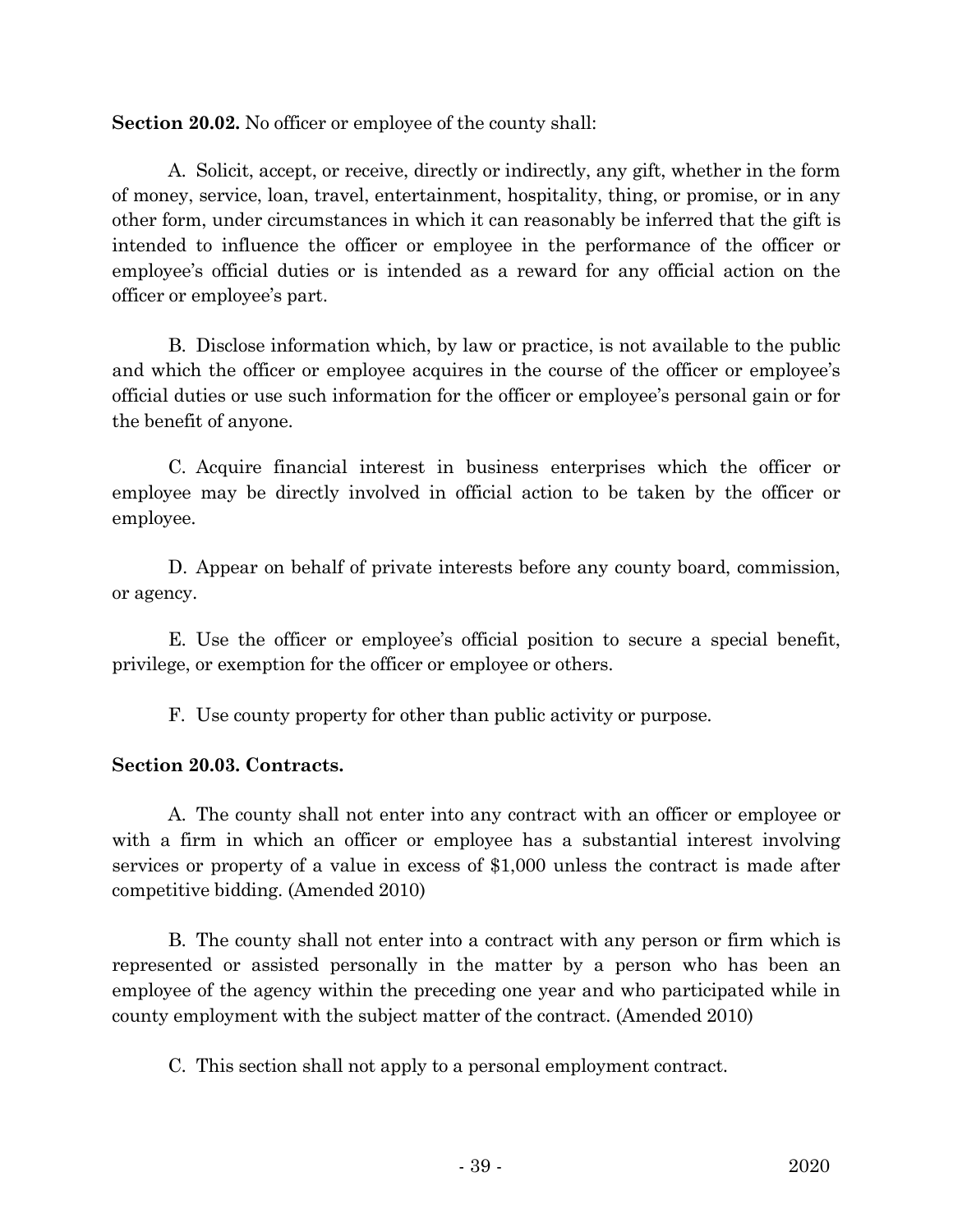**Section 20.02.** No officer or employee of the county shall:

A. Solicit, accept, or receive, directly or indirectly, any gift, whether in the form of money, service, loan, travel, entertainment, hospitality, thing, or promise, or in any other form, under circumstances in which it can reasonably be inferred that the gift is intended to influence the officer or employee in the performance of the officer or employee's official duties or is intended as a reward for any official action on the officer or employee's part.

B. Disclose information which, by law or practice, is not available to the public and which the officer or employee acquires in the course of the officer or employee's official duties or use such information for the officer or employee's personal gain or for the benefit of anyone.

C. Acquire financial interest in business enterprises which the officer or employee may be directly involved in official action to be taken by the officer or employee.

D. Appear on behalf of private interests before any county board, commission, or agency.

E. Use the officer or employee's official position to secure a special benefit, privilege, or exemption for the officer or employee or others.

F. Use county property for other than public activity or purpose.

**Section 20.03. Contracts.**

A. The county shall not enter into any contract with an officer or employee or with a firm in which an officer or employee has a substantial interest involving services or property of a value in excess of $1,000 unless the contract is made after competitive bidding. (Amended 2010)

B. The county shall not enter into a contract with any person or firm which is represented or assisted personally in the matter by a person who has been an employee of the agency within the preceding one year and who participated while in county employment with the subject matter of the contract. (Amended 2010)

C. This section shall not apply to a personal employment contract.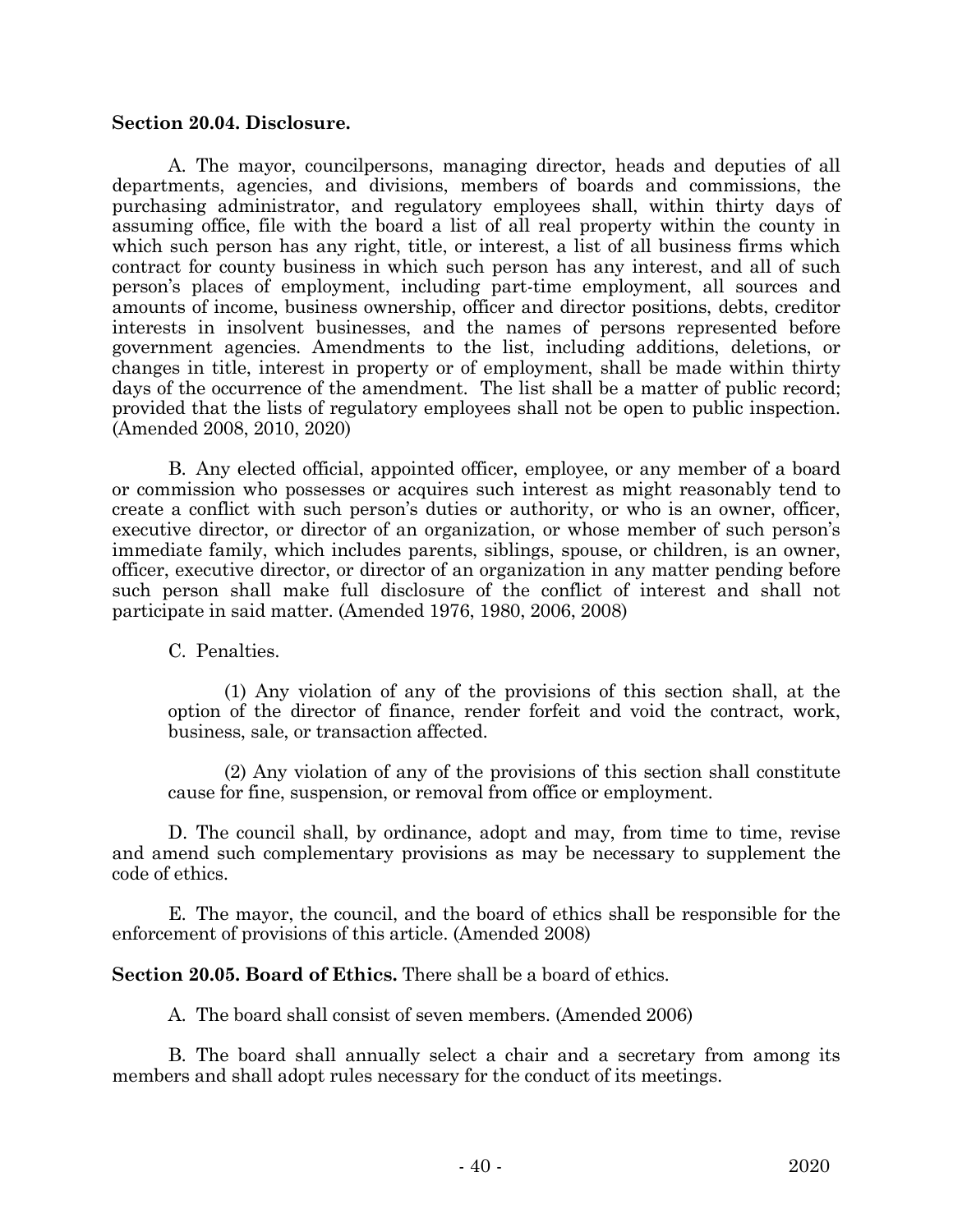**Section 20.04. Disclosure.**

A. The mayor, councilpersons, managing director, heads and deputies of all departments, agencies, and divisions, members of boards and commissions, the purchasing administrator, and regulatory employees shall, within thirty days of assuming office, file with the board a list of all real property within the county in which such person has any right, title, or interest, a list of all business firms which contract for county business in which such person has any interest, and all of such person's places of employment, including part-time employment, all sources and amounts of income, business ownership, officer and director positions, debts, creditor interests in insolvent businesses, and the names of persons represented before government agencies. Amendments to the list, including additions, deletions, or changes in title, interest in property or of employment, shall be made within thirty days of the occurrence of the amendment. The list shall be a matter of public record; provided that the lists of regulatory employees shall not be open to public inspection. (Amended 2008, 2010, 2020)

B. Any elected official, appointed officer, employee, or any member of a board or commission who possesses or acquires such interest as might reasonably tend to create a conflict with such person's duties or authority, or who is an owner, officer, executive director, or director of an organization, or whose member of such person's immediate family, which includes parents, siblings, spouse, or children, is an owner, officer, executive director, or director of an organization in any matter pending before such person shall make full disclosure of the conflict of interest and shall not participate in said matter. (Amended 1976, 1980, 2006, 2008)

C. Penalties.

(1) Any violation of any of the provisions of this section shall, at the option of the director of finance, render forfeit and void the contract, work, business, sale, or transaction affected.

(2) Any violation of any of the provisions of this section shall constitute cause for fine, suspension, or removal from office or employment.

D. The council shall, by ordinance, adopt and may, from time to time, revise and amend such complementary provisions as may be necessary to supplement the code of ethics.

E. The mayor, the council, and the board of ethics shall be responsible for the enforcement of provisions of this article. (Amended 2008)

**Section 20.05. Board of Ethics.** There shall be a board of ethics.

A. The board shall consist of seven members. (Amended 2006)

B. The board shall annually select a chair and a secretary from among its members and shall adopt rules necessary for the conduct of its meetings.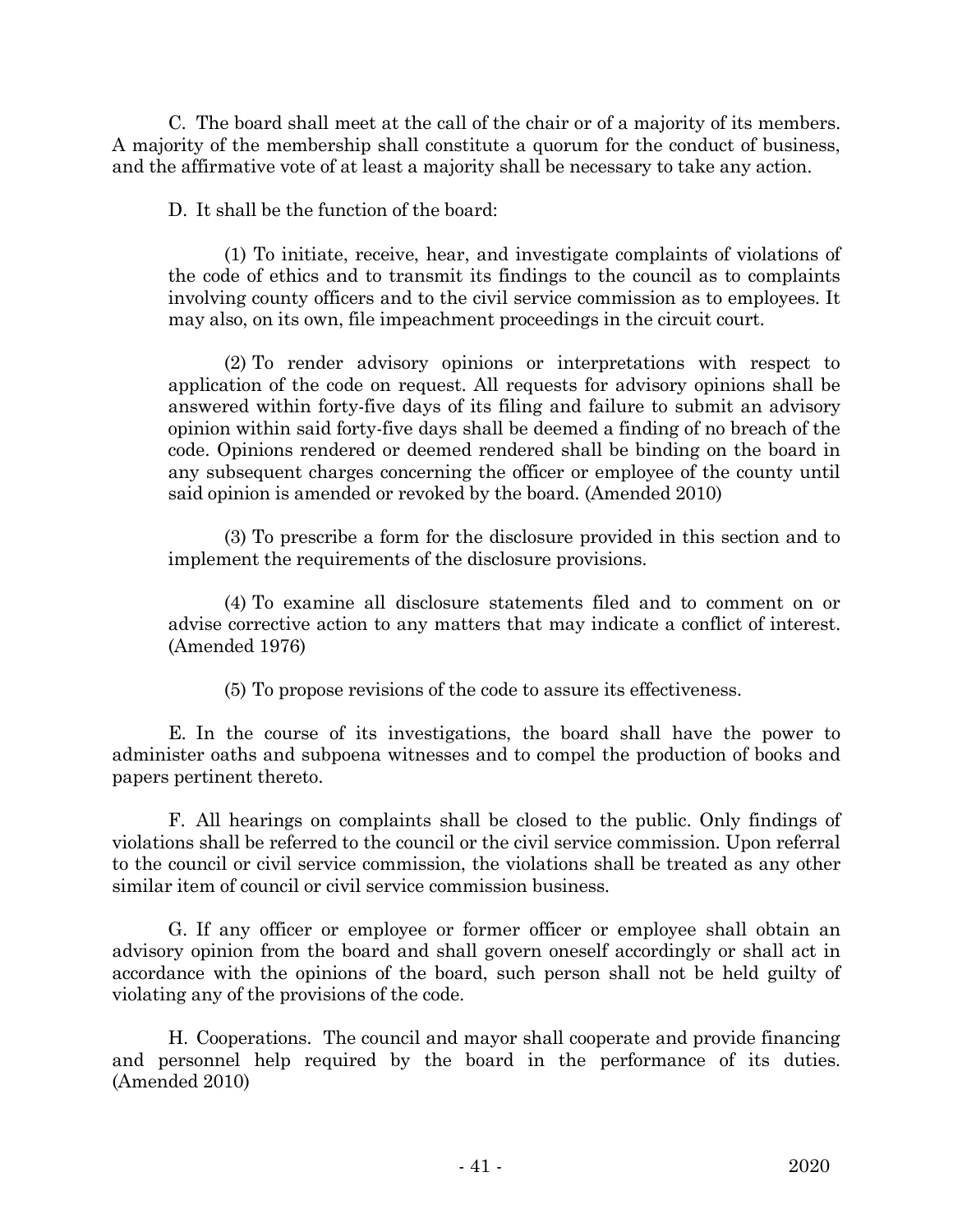C. The board shall meet at the call of the chair or of a majority of its members. A majority of the membership shall constitute a quorum for the conduct of business, and the affirmative vote of at least a majority shall be necessary to take any action.

D. It shall be the function of the board:

(1) To initiate, receive, hear, and investigate complaints of violations of the code of ethics and to transmit its findings to the council as to complaints involving county officers and to the civil service commission as to employees. It may also, on its own, file impeachment proceedings in the circuit court.

(2) To render advisory opinions or interpretations with respect to application of the code on request. All requests for advisory opinions shall be answered within forty-five days of its filing and failure to submit an advisory opinion within said forty-five days shall be deemed a finding of no breach of the code. Opinions rendered or deemed rendered shall be binding on the board in any subsequent charges concerning the officer or employee of the county until said opinion is amended or revoked by the board. (Amended 2010)

(3) To prescribe a form for the disclosure provided in this section and to implement the requirements of the disclosure provisions.

(4) To examine all disclosure statements filed and to comment on or advise corrective action to any matters that may indicate a conflict of interest. (Amended 1976)

(5) To propose revisions of the code to assure its effectiveness.

E. In the course of its investigations, the board shall have the power to administer oaths and subpoena witnesses and to compel the production of books and papers pertinent thereto.

F. All hearings on complaints shall be closed to the public. Only findings of violations shall be referred to the council or the civil service commission. Upon referral to the council or civil service commission, the violations shall be treated as any other similar item of council or civil service commission business.

G. If any officer or employee or former officer or employee shall obtain an advisory opinion from the board and shall govern oneself accordingly or shall act in accordance with the opinions of the board, such person shall not be held guilty of violating any of the provisions of the code.

H. Cooperations. The council and mayor shall cooperate and provide financing and personnel help required by the board in the performance of its duties. (Amended 2010)